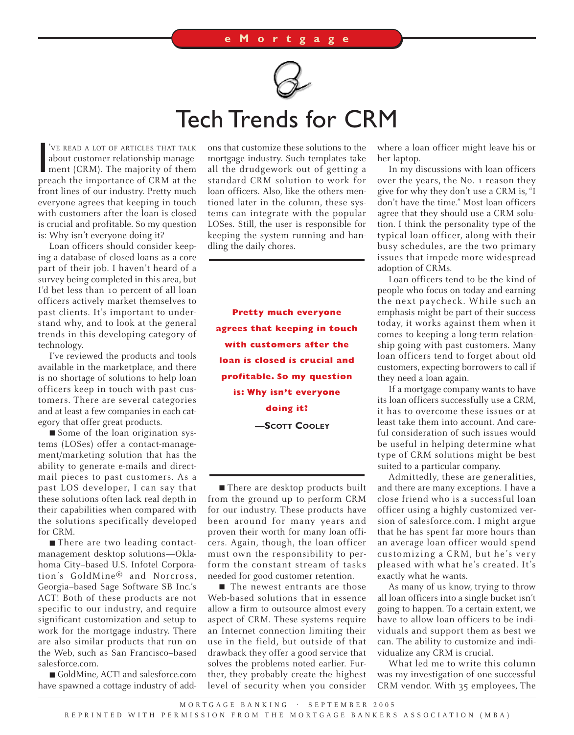# Tech Trends for CRM

I'VE READ A LOT OF ARTICLES THAT TALK about customer relationship management (CRM). The majority of them preach the importance of CRM at the front lines of our industry. Pretty much everyone agrees that keeping in touch with customers after the loan is closed is crucial and profitable. So my question is: Why isn't everyone doing it?

Loan officers should consider keeping a database of closed loans as a core part of their job. I haven't heard of a survey being completed in this area, but I'd bet less than 10 percent of all loan officers actively market themselves to past clients. It's important to understand why, and to look at the general trends in this developing category of technology.

I've reviewed the products and tools available in the marketplace, and there is no shortage of solutions to help loan officers keep in touch with past customers. There are several categories and at least a few companies in each category that offer great products.

■ Some of the loan origination systems (LOSes) offer a contact-management/marketing solution that has the ability to generate e-mails and direct-mail pieces to past customers. As a past LOS developer, I can say that these solutions often lack real depth in their capabilities when compared with the solutions specifically developed for CRM.

■ There are two leading contact-management desktop solutions—Oklahoma City–based U.S. Infotel Corporation's GoldMine® and Norcross, Georgia–based Sage Software SB Inc.'s ACT! Both of these products are not specific to our industry, and require significant customization and setup to work for the mortgage industry. There are also similar products that run on the Web, such as San Francisco–based salesforce.com.

■ GoldMine, ACT! and salesforce.com have spawned a cottage industry of add-ons that customize these solutions to the mortgage industry. Such templates take all the drudgework out of getting a standard CRM solution to work for loan officers. Also, like the others mentioned later in the column, these systems can integrate with the popular LOSes. Still, the user is responsible for keeping the system running and handling the daily chores.

> **Pretty much everyone agrees that keeping in touch with customers after the loan is closed is crucial and profitable. So my question is: Why isn't everyone doing it?**
>
> —SCOTT COOLEY

■ There are desktop products built from the ground up to perform CRM for our industry. These products have been around for many years and proven their worth for many loan officers. Again, though, the loan officer must own the responsibility to perform the constant stream of tasks needed for good customer retention.

■ The newest entrants are those Web-based solutions that in essence allow a firm to outsource almost every aspect of CRM. These systems require an Internet connection limiting their use in the field, but outside of that drawback they offer a good service that solves the problems noted earlier. Further, they probably create the highest level of security when you consider where a loan officer might leave his or her laptop.

In my discussions with loan officers over the years, the No. 1 reason they give for why they don't use a CRM is, "I don't have the time." Most loan officers agree that they should use a CRM solution. I think the personality type of the typical loan officer, along with their busy schedules, are the two primary issues that impede more widespread adoption of CRMs.

Loan officers tend to be the kind of people who focus on today and earning the next paycheck. While such an emphasis might be part of their success today, it works against them when it comes to keeping a long-term relationship going with past customers. Many loan officers tend to forget about old customers, expecting borrowers to call if they need a loan again.

If a mortgage company wants to have its loan officers successfully use a CRM, it has to overcome these issues or at least take them into account. And careful consideration of such issues would be useful in helping determine what type of CRM solutions might be best suited to a particular company.

Admittedly, these are generalities, and there are many exceptions. I have a close friend who is a successful loan officer using a highly customized version of salesforce.com. I might argue that he has spent far more hours than an average loan officer would spend customizing a CRM, but he's very pleased with what he's created. It's exactly what he wants.

As many of us know, trying to throw all loan officers into a single bucket isn't going to happen. To a certain extent, we have to allow loan officers to be individuals and support them as best we can. The ability to customize and individualize any CRM is crucial.

What led me to write this column was my investigation of one successful CRM vendor. With 35 employees, The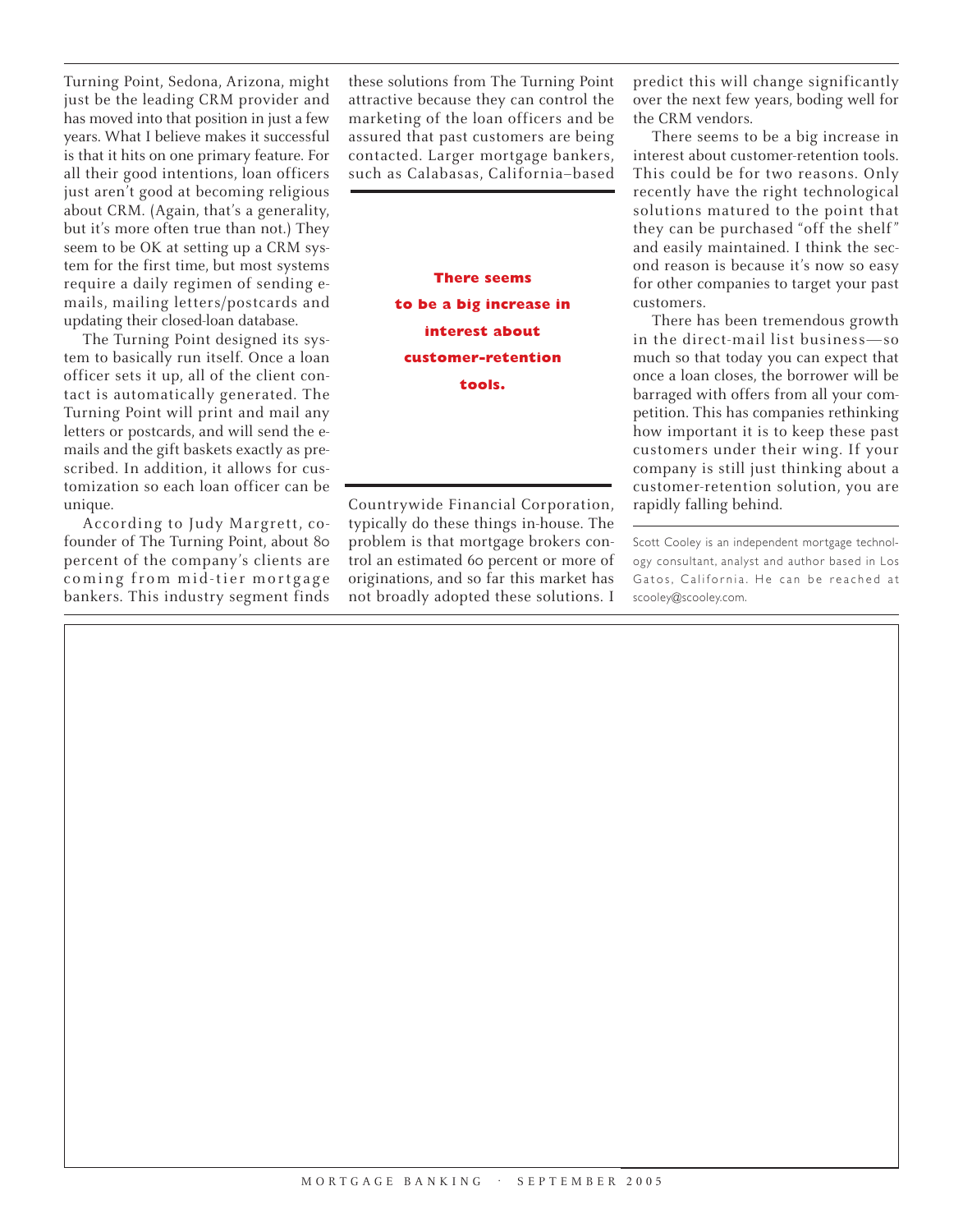Turning Point, Sedona, Arizona, might just be the leading CRM provider and has moved into that position in just a few years. What I believe makes it successful is that it hits on one primary feature. For all their good intentions, loan officers just aren't good at becoming religious about CRM. (Again, that's a generality, but it's more often true than not.) They seem to be OK at setting up a CRM system for the first time, but most systems require a daily regimen of sending e-mails, mailing letters/postcards and updating their closed-loan database.

The Turning Point designed its system to basically run itself. Once a loan officer sets it up, all of the client contact is automatically generated. The Turning Point will print and mail any letters or postcards, and will send the e-mails and the gift baskets exactly as prescribed. In addition, it allows for customization so each loan officer can be unique.

According to Judy Margrett, co-founder of The Turning Point, about 80 percent of the company's clients are coming from mid-tier mortgage bankers. This industry segment finds these solutions from The Turning Point attractive because they can control the marketing of the loan officers and be assured that past customers are being contacted. Larger mortgage bankers, such as Calabasas, California–based Countrywide Financial Corporation, typically do these things in-house. The problem is that mortgage brokers control an estimated 60 percent or more of originations, and so far this market has not broadly adopted these solutions. I predict this will change significantly over the next few years, boding well for the CRM vendors.

**There seems to be a big increase in interest about customer-retention tools.**

There seems to be a big increase in interest about customer-retention tools. This could be for two reasons. Only recently have the right technological solutions matured to the point that they can be purchased "off the shelf" and easily maintained. I think the second reason is because it's now so easy for other companies to target your past customers.

There has been tremendous growth in the direct-mail list business—so much so that today you can expect that once a loan closes, the borrower will be barraged with offers from all your competition. This has companies rethinking how important it is to keep these past customers under their wing. If your company is still just thinking about a customer-retention solution, you are rapidly falling behind.

---

Scott Cooley is an independent mortgage technology consultant, analyst and author based in Los Gatos, California. He can be reached at scooley@scooley.com.